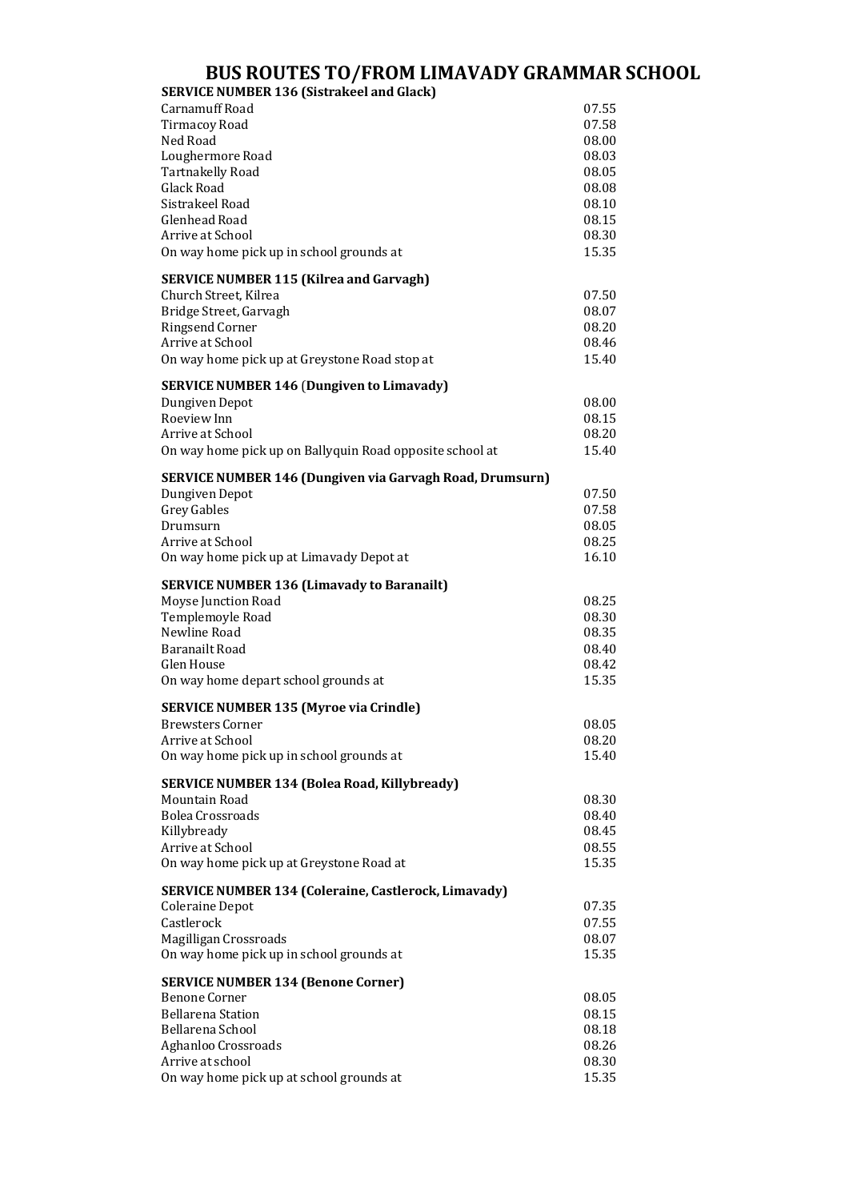# BUS ROUTES TO/FROM LIMAVADY GRAMMAR SCHOOL

**SERVICE NUMBER 136 (Sistrakeel and Glack)**

| | |
|---|---|
| Carnamuff Road | 07.55 |
| Tirmacoy Road | 07.58 |
| Ned Road | 08.00 |
| Loughermore Road | 08.03 |
| Tartnakelly Road | 08.05 |
| Glack Road | 08.08 |
| Sistrakeel Road | 08.10 |
| Glenhead Road | 08.15 |
| Arrive at School | 08.30 |
| On way home pick up in school grounds at | 15.35 |

**SERVICE NUMBER 115 (Kilrea and Garvagh)**

| | |
|---|---|
| Church Street, Kilrea | 07.50 |
| Bridge Street, Garvagh | 08.07 |
| Ringsend Corner | 08.20 |
| Arrive at School | 08.46 |
| On way home pick up at Greystone Road stop at | 15.40 |

**SERVICE NUMBER 146 (Dungiven to Limavady)**

| | |
|---|---|
| Dungiven Depot | 08.00 |
| Roeview Inn | 08.15 |
| Arrive at School | 08.20 |
| On way home pick up on Ballyquin Road opposite school at | 15.40 |

**SERVICE NUMBER 146 (Dungiven via Garvagh Road, Drumsurn)**

| | |
|---|---|
| Dungiven Depot | 07.50 |
| Grey Gables | 07.58 |
| Drumsurn | 08.05 |
| Arrive at School | 08.25 |
| On way home pick up at Limavady Depot at | 16.10 |

**SERVICE NUMBER 136 (Limavady to Baranailt)**

| | |
|---|---|
| Moyse Junction Road | 08.25 |
| Templemoyle Road | 08.30 |
| Newline Road | 08.35 |
| Baranailt Road | 08.40 |
| Glen House | 08.42 |
| On way home depart school grounds at | 15.35 |

**SERVICE NUMBER 135 (Myroe via Crindle)**

| | |
|---|---|
| Brewsters Corner | 08.05 |
| Arrive at School | 08.20 |
| On way home pick up in school grounds at | 15.40 |

**SERVICE NUMBER 134 (Bolea Road, Killybready)**

| | |
|---|---|
| Mountain Road | 08.30 |
| Bolea Crossroads | 08.40 |
| Killybready | 08.45 |
| Arrive at School | 08.55 |
| On way home pick up at Greystone Road at | 15.35 |

**SERVICE NUMBER 134 (Coleraine, Castlerock, Limavady)**

| | |
|---|---|
| Coleraine Depot | 07.35 |
| Castlerock | 07.55 |
| Magilligan Crossroads | 08.07 |
| On way home pick up in school grounds at | 15.35 |

**SERVICE NUMBER 134 (Benone Corner)**

| | |
|---|---|
| Benone Corner | 08.05 |
| Bellarena Station | 08.15 |
| Bellarena School | 08.18 |
| Aghanloo Crossroads | 08.26 |
| Arrive at school | 08.30 |
| On way home pick up at school grounds at | 15.35 |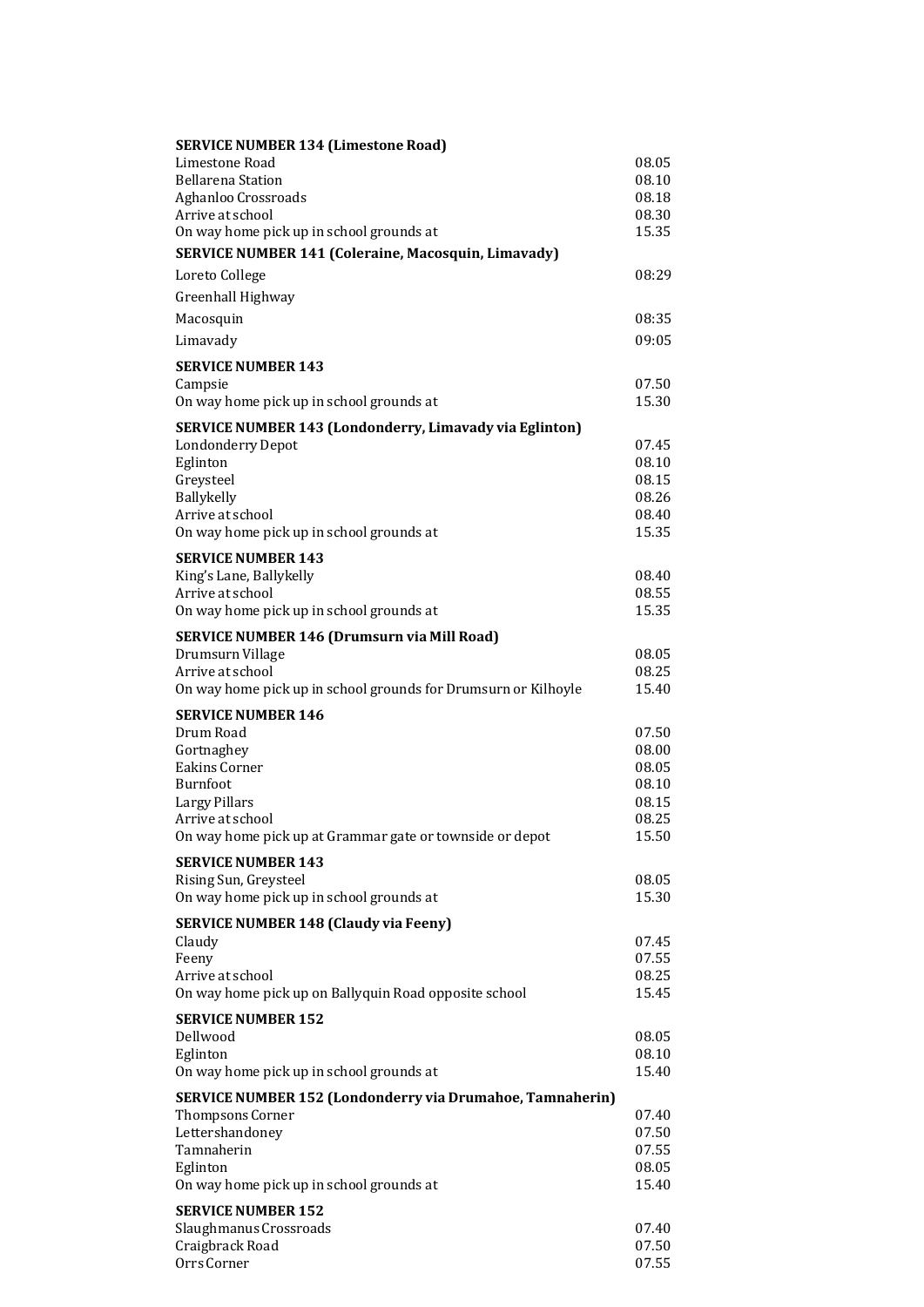**SERVICE NUMBER 134 (Limestone Road)**

| | |
|---|---|
| Limestone Road | 08.05 |
| Bellarena Station | 08.10 |
| Aghanloo Crossroads | 08.18 |
| Arrive at school | 08.30 |
| On way home pick up in school grounds at | 15.35 |

**SERVICE NUMBER 141 (Coleraine, Macosquin, Limavady)**

| | |
|---|---|
| Loreto College | 08:29 |
| Greenhall Highway | |
| Macosquin | 08:35 |
| Limavady | 09:05 |

**SERVICE NUMBER 143**

| | |
|---|---|
| Campsie | 07.50 |
| On way home pick up in school grounds at | 15.30 |

**SERVICE NUMBER 143 (Londonderry, Limavady via Eglinton)**

| | |
|---|---|
| Londonderry Depot | 07.45 |
| Eglinton | 08.10 |
| Greysteel | 08.15 |
| Ballykelly | 08.26 |
| Arrive at school | 08.40 |
| On way home pick up in school grounds at | 15.35 |

**SERVICE NUMBER 143**

| | |
|---|---|
| King's Lane, Ballykelly | 08.40 |
| Arrive at school | 08.55 |
| On way home pick up in school grounds at | 15.35 |

**SERVICE NUMBER 146 (Drumsurn via Mill Road)**

| | |
|---|---|
| Drumsurn Village | 08.05 |
| Arrive at school | 08.25 |
| On way home pick up in school grounds for Drumsurn or Kilhoyle | 15.40 |

**SERVICE NUMBER 146**

| | |
|---|---|
| Drum Road | 07.50 |
| Gortnaghey | 08.00 |
| Eakins Corner | 08.05 |
| Burnfoot | 08.10 |
| Largy Pillars | 08.15 |
| Arrive at school | 08.25 |
| On way home pick up at Grammar gate or townside or depot | 15.50 |

**SERVICE NUMBER 143**

| | |
|---|---|
| Rising Sun, Greysteel | 08.05 |
| On way home pick up in school grounds at | 15.30 |

**SERVICE NUMBER 148 (Claudy via Feeny)**

| | |
|---|---|
| Claudy | 07.45 |
| Feeny | 07.55 |
| Arrive at school | 08.25 |
| On way home pick up on Ballyquin Road opposite school | 15.45 |

**SERVICE NUMBER 152**

| | |
|---|---|
| Dellwood | 08.05 |
| Eglinton | 08.10 |
| On way home pick up in school grounds at | 15.40 |

**SERVICE NUMBER 152 (Londonderry via Drumahoe, Tamnaherin)**

| | |
|---|---|
| Thompsons Corner | 07.40 |
| Lettershandoney | 07.50 |
| Tamnaherin | 07.55 |
| Eglinton | 08.05 |
| On way home pick up in school grounds at | 15.40 |

**SERVICE NUMBER 152**

| | |
|---|---|
| Slaughmanus Crossroads | 07.40 |
| Craigbrack Road | 07.50 |
| Orrs Corner | 07.55 |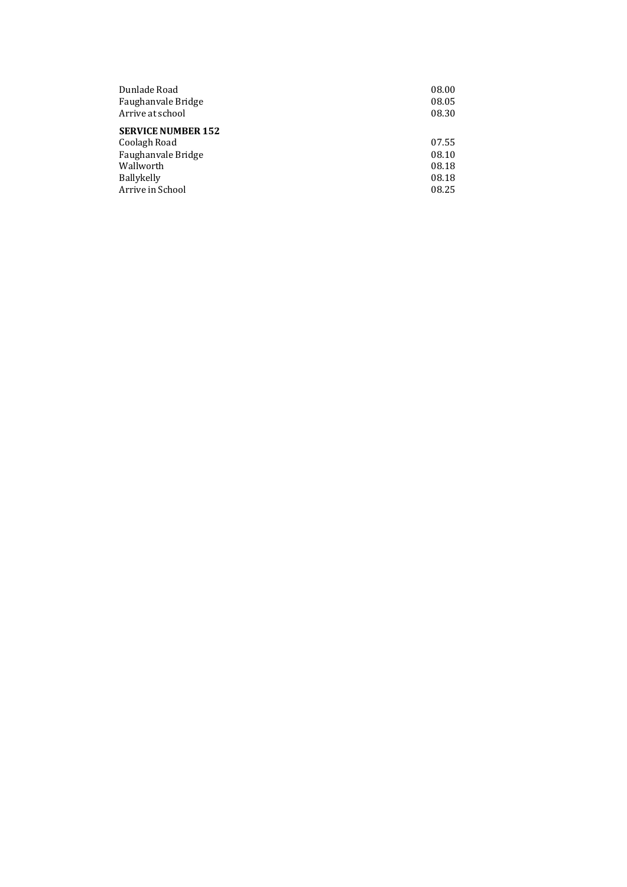| | |
|---|---|
| Dunlade Road | 08.00 |
| Faughanvale Bridge | 08.05 |
| Arrive at school | 08.30 |

**SERVICE NUMBER 152**

| | |
|---|---|
| Coolagh Road | 07.55 |
| Faughanvale Bridge | 08.10 |
| Wallworth | 08.18 |
| Ballykelly | 08.18 |
| Arrive in School | 08.25 |